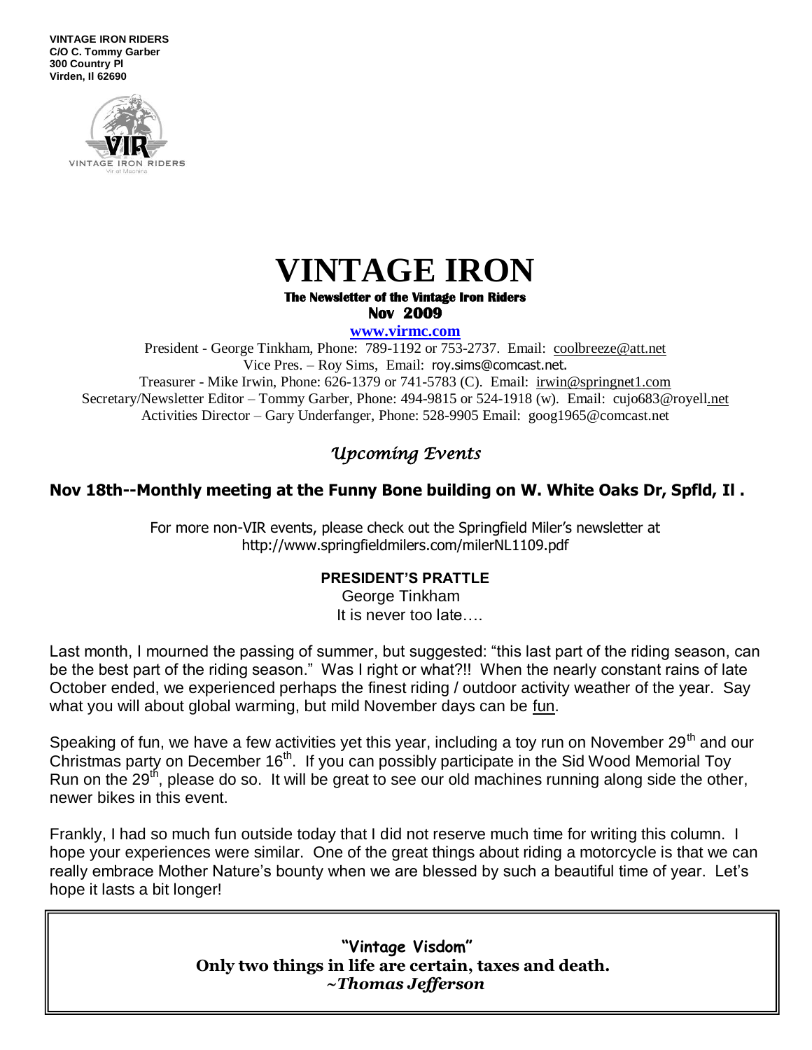**VINTAGE IRON RIDERS**
**C/O C. Tommy Garber**
**300 Country Pl**
**Virden, Il 62690**

# VINTAGE IRON

**The Newsletter of the Vintage Iron Riders**

**Nov 2009**

**www.virmc.com**

President - George Tinkham, Phone: 789-1192 or 753-2737. Email: coolbreeze@att.net
Vice Pres. – Roy Sims, Email: roy.sims@comcast.net.
Treasurer - Mike Irwin, Phone: 626-1379 or 741-5783 (C). Email: irwin@springnet1.com
Secretary/Newsletter Editor – Tommy Garber, Phone: 494-9815 or 524-1918 (w). Email: cujo683@royell.net
Activities Director – Gary Underfanger, Phone: 528-9905 Email: goog1965@comcast.net

## *Upcoming Events*

**Nov 18th--Monthly meeting at the Funny Bone building on W. White Oaks Dr, Spfld, Il .**

For more non-VIR events, please check out the Springfield Miler's newsletter at http://www.springfieldmilers.com/milerNL1109.pdf

### PRESIDENT'S PRATTLE

George Tinkham

It is never too late….

Last month, I mourned the passing of summer, but suggested: "this last part of the riding season, can be the best part of the riding season." Was I right or what?!! When the nearly constant rains of late October ended, we experienced perhaps the finest riding / outdoor activity weather of the year. Say what you will about global warming, but mild November days can be fun.

Speaking of fun, we have a few activities yet this year, including a toy run on November 29th and our Christmas party on December 16th. If you can possibly participate in the Sid Wood Memorial Toy Run on the 29th, please do so. It will be great to see our old machines running along side the other, newer bikes in this event.

Frankly, I had so much fun outside today that I did not reserve much time for writing this column. I hope your experiences were similar. One of the great things about riding a motorcycle is that we can really embrace Mother Nature's bounty when we are blessed by such a beautiful time of year. Let's hope it lasts a bit longer!

**"Vintage Visdom"**
**Only two things in life are certain, taxes and death.**
***~Thomas Jefferson***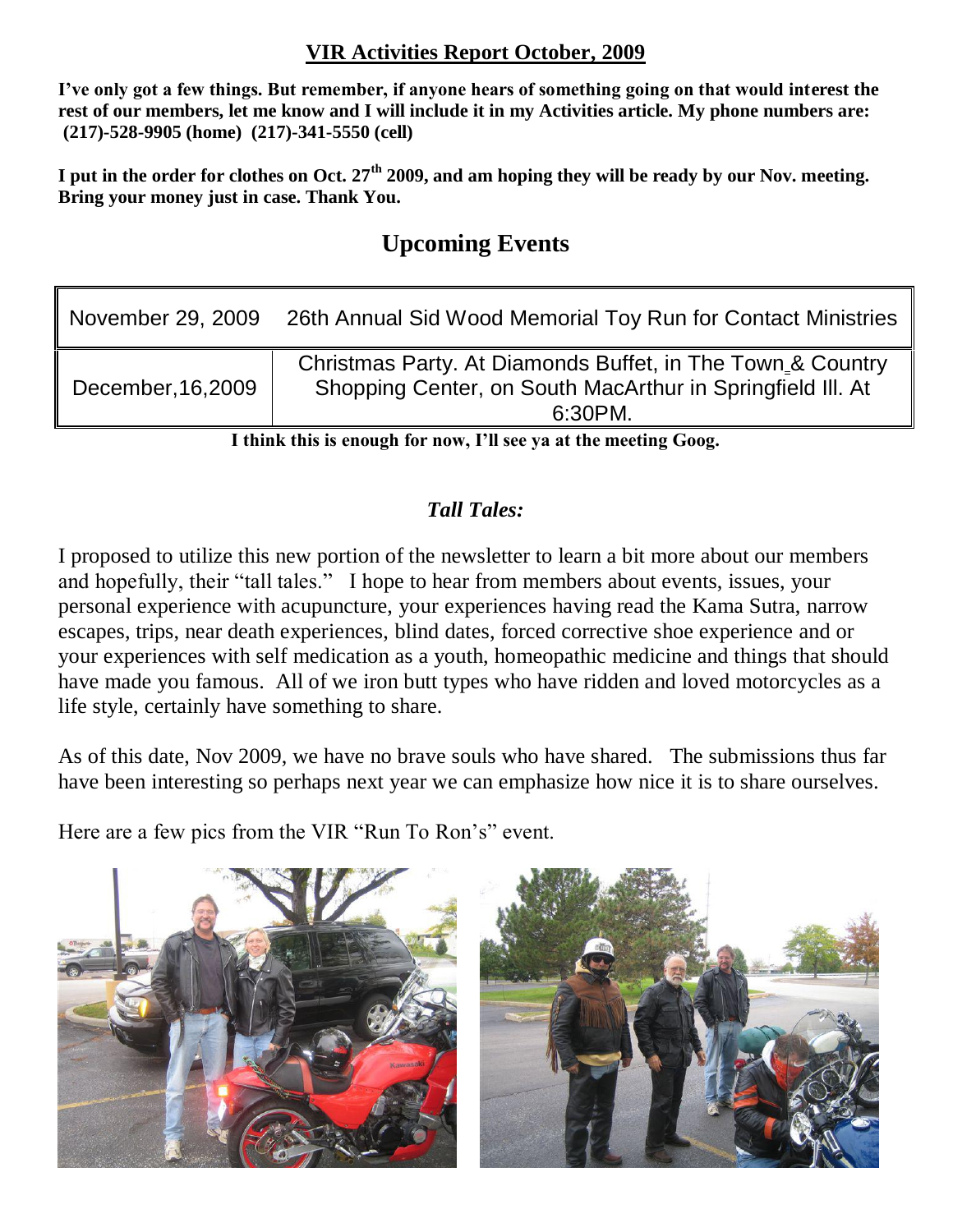## VIR Activities Report October, 2009

**I've only got a few things. But remember, if anyone hears of something going on that would interest the rest of our members, let me know and I will include it in my Activities article. My phone numbers are: (217)-528-9905 (home) (217)-341-5550 (cell)**

**I put in the order for clothes on Oct. 27th 2009, and am hoping they will be ready by our Nov. meeting. Bring your money just in case. Thank You.**

# Upcoming Events

| | |
|---|---|
| November 29, 2009 | 26th Annual Sid Wood Memorial Toy Run for Contact Ministries |
| December,16,2009 | Christmas Party. At Diamonds Buffet, in The Town & Country Shopping Center, on South MacArthur in Springfield Ill. At 6:30PM. |

**I think this is enough for now, I'll see ya at the meeting Goog.**

### *Tall Tales:*

I proposed to utilize this new portion of the newsletter to learn a bit more about our members and hopefully, their "tall tales." I hope to hear from members about events, issues, your personal experience with acupuncture, your experiences having read the Kama Sutra, narrow escapes, trips, near death experiences, blind dates, forced corrective shoe experience and or your experiences with self medication as a youth, homeopathic medicine and things that should have made you famous. All of we iron butt types who have ridden and loved motorcycles as a life style, certainly have something to share.

As of this date, Nov 2009, we have no brave souls who have shared. The submissions thus far have been interesting so perhaps next year we can emphasize how nice it is to share ourselves.

Here are a few pics from the VIR "Run To Ron's" event.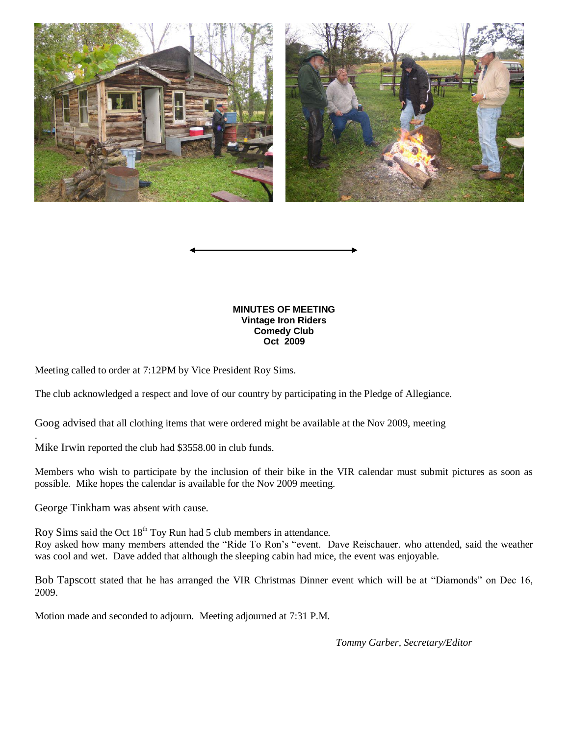**MINUTES OF MEETING**
**Vintage Iron Riders**
**Comedy Club**
**Oct 2009**

Meeting called to order at 7:12PM by Vice President Roy Sims.

The club acknowledged a respect and love of our country by participating in the Pledge of Allegiance.

Goog advised that all clothing items that were ordered might be available at the Nov 2009, meeting

.

Mike Irwin reported the club had $3558.00 in club funds.

Members who wish to participate by the inclusion of their bike in the VIR calendar must submit pictures as soon as possible. Mike hopes the calendar is available for the Nov 2009 meeting.

George Tinkham was absent with cause.

Roy Sims said the Oct 18th Toy Run had 5 club members in attendance.
Roy asked how many members attended the "Ride To Ron's "event. Dave Reischauer. who attended, said the weather was cool and wet. Dave added that although the sleeping cabin had mice, the event was enjoyable.

Bob Tapscott stated that he has arranged the VIR Christmas Dinner event which will be at "Diamonds" on Dec 16, 2009.

Motion made and seconded to adjourn. Meeting adjourned at 7:31 P.M.

*Tommy Garber, Secretary/Editor*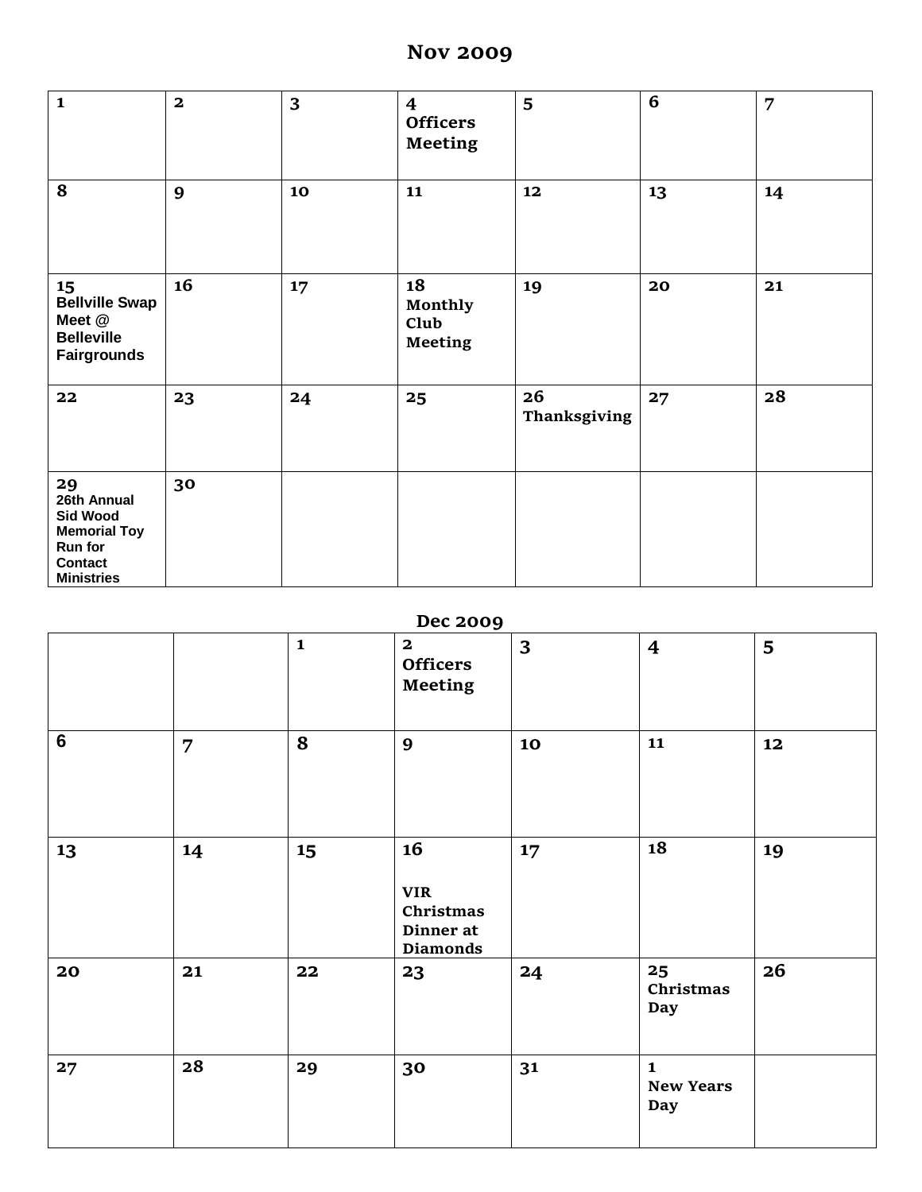## Nov 2009

| | | | | | | |
|---|---|---|---|---|---|---|
| 1 | 2 | 3 | 4 Officers Meeting | 5 | 6 | 7 |
| 8 | 9 | 10 | 11 | 12 | 13 | 14 |
| 15 Bellville Swap Meet @ Belleville Fairgrounds | 16 | 17 | 18 Monthly Club Meeting | 19 | 20 | 21 |
| 22 | 23 | 24 | 25 | 26 Thanksgiving | 27 | 28 |
| 29 26th Annual Sid Wood Memorial Toy Run for Contact Ministries | 30 | | | | | |

## Dec 2009

| | | | | | | |
|---|---|---|---|---|---|---|
| | | 1 | 2 Officers Meeting | 3 | 4 | 5 |
| 6 | 7 | 8 | 9 | 10 | 11 | 12 |
| 13 | 14 | 15 | 16 VIR Christmas Dinner at Diamonds | 17 | 18 | 19 |
| 20 | 21 | 22 | 23 | 24 | 25 Christmas Day | 26 |
| 27 | 28 | 29 | 30 | 31 | 1 New Years Day | |